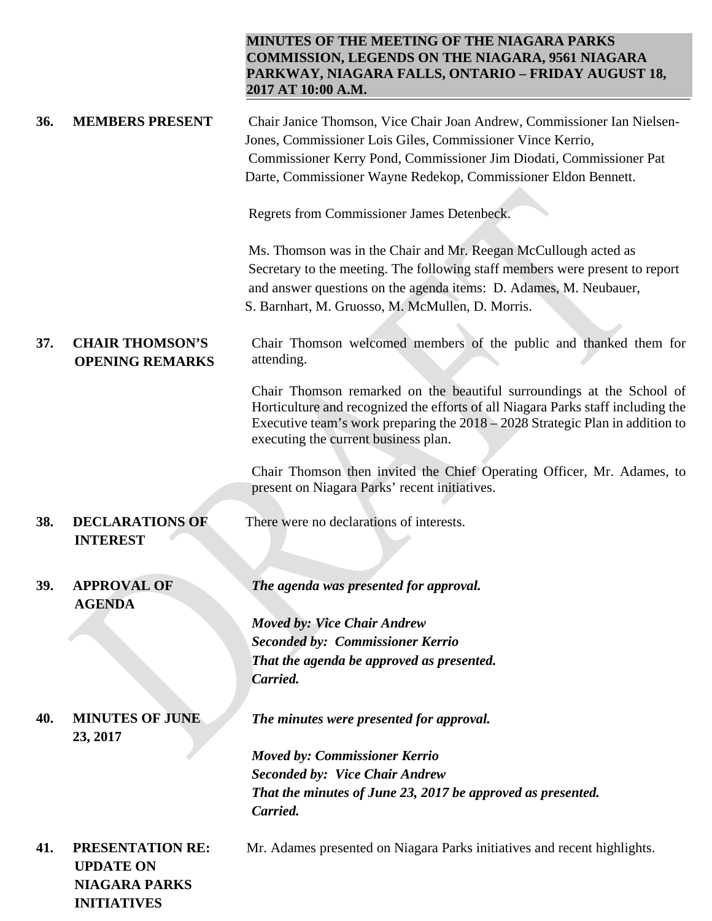# MINUTES OF THE MEETING OF THE NIAGARA PARKS COMMISSION, LEGENDS ON THE NIAGARA, 9561 NIAGARA PARKWAY, NIAGARA FALLS, ONTARIO – FRIDAY AUGUST 18, 2017 AT 10:00 A.M.

**36. MEMBERS PRESENT**

Chair Janice Thomson, Vice Chair Joan Andrew, Commissioner Ian Nielsen-Jones, Commissioner Lois Giles, Commissioner Vince Kerrio, Commissioner Kerry Pond, Commissioner Jim Diodati, Commissioner Pat Darte, Commissioner Wayne Redekop, Commissioner Eldon Bennett.

Regrets from Commissioner James Detenbeck.

Ms. Thomson was in the Chair and Mr. Reegan McCullough acted as Secretary to the meeting. The following staff members were present to report and answer questions on the agenda items: D. Adames, M. Neubauer, S. Barnhart, M. Gruosso, M. McMullen, D. Morris.

**37. CHAIR THOMSON'S OPENING REMARKS**

Chair Thomson welcomed members of the public and thanked them for attending.

Chair Thomson remarked on the beautiful surroundings at the School of Horticulture and recognized the efforts of all Niagara Parks staff including the Executive team's work preparing the 2018 – 2028 Strategic Plan in addition to executing the current business plan.

Chair Thomson then invited the Chief Operating Officer, Mr. Adames, to present on Niagara Parks' recent initiatives.

**38. DECLARATIONS OF INTEREST**

There were no declarations of interests.

**39. APPROVAL OF AGENDA**

***The agenda was presented for approval.***

***Moved by: Vice Chair Andrew***
***Seconded by: Commissioner Kerrio***
***That the agenda be approved as presented.***
***Carried.***

**40. MINUTES OF JUNE 23, 2017**

***The minutes were presented for approval.***

***Moved by: Commissioner Kerrio***
***Seconded by: Vice Chair Andrew***
***That the minutes of June 23, 2017 be approved as presented.***
***Carried.***

**41. PRESENTATION RE: UPDATE ON NIAGARA PARKS INITIATIVES**

Mr. Adames presented on Niagara Parks initiatives and recent highlights.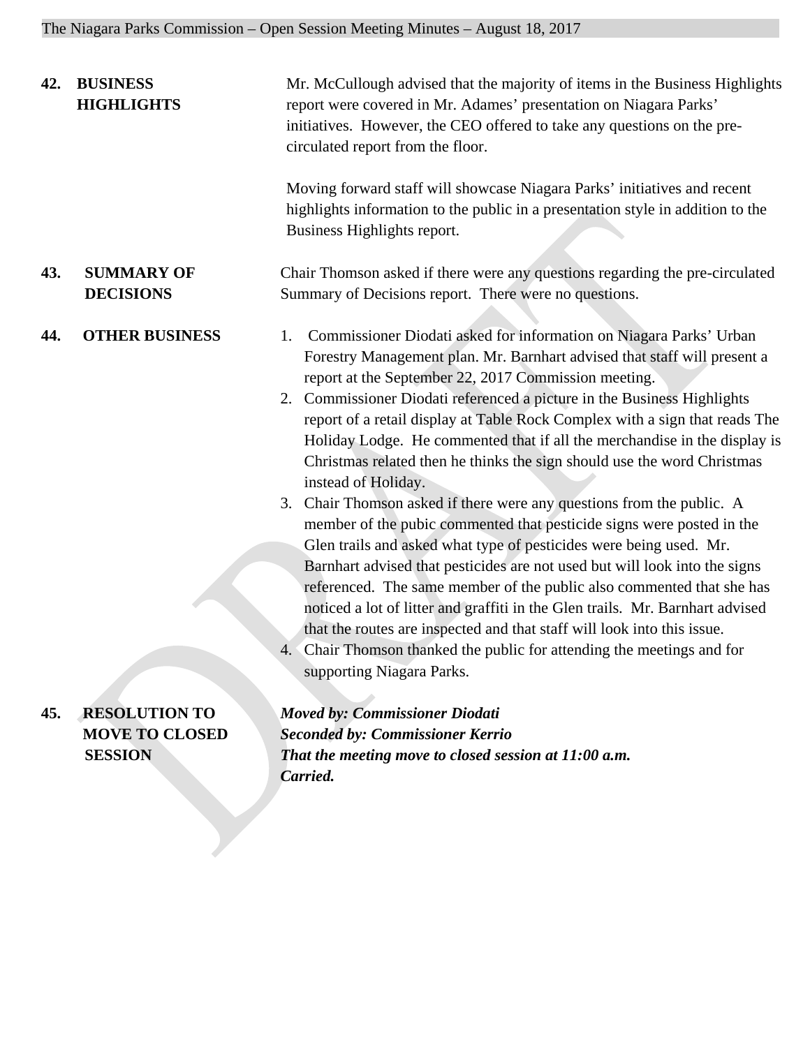**42. BUSINESS HIGHLIGHTS**

Mr. McCullough advised that the majority of items in the Business Highlights report were covered in Mr. Adames' presentation on Niagara Parks' initiatives. However, the CEO offered to take any questions on the pre-circulated report from the floor.

Moving forward staff will showcase Niagara Parks' initiatives and recent highlights information to the public in a presentation style in addition to the Business Highlights report.

**43. SUMMARY OF DECISIONS**

Chair Thomson asked if there were any questions regarding the pre-circulated Summary of Decisions report. There were no questions.

**44. OTHER BUSINESS**

1. Commissioner Diodati asked for information on Niagara Parks' Urban Forestry Management plan. Mr. Barnhart advised that staff will present a report at the September 22, 2017 Commission meeting.
2. Commissioner Diodati referenced a picture in the Business Highlights report of a retail display at Table Rock Complex with a sign that reads The Holiday Lodge. He commented that if all the merchandise in the display is Christmas related then he thinks the sign should use the word Christmas instead of Holiday.
3. Chair Thomson asked if there were any questions from the public. A member of the pubic commented that pesticide signs were posted in the Glen trails and asked what type of pesticides were being used. Mr. Barnhart advised that pesticides are not used but will look into the signs referenced. The same member of the public also commented that she has noticed a lot of litter and graffiti in the Glen trails. Mr. Barnhart advised that the routes are inspected and that staff will look into this issue.
4. Chair Thomson thanked the public for attending the meetings and for supporting Niagara Parks.

**45. RESOLUTION TO MOVE TO CLOSED SESSION**

***Moved by: Commissioner Diodati***
***Seconded by: Commissioner Kerrio***
***That the meeting move to closed session at 11:00 a.m.***
***Carried.***